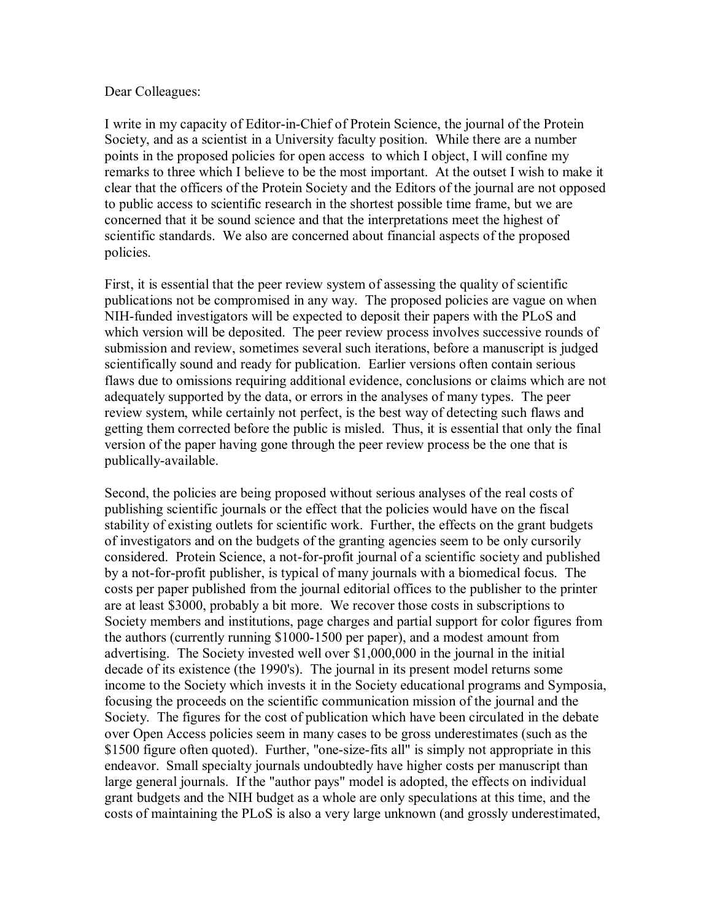Dear Colleagues:

I write in my capacity of Editor-in-Chief of Protein Science, the journal of the Protein Society, and as a scientist in a University faculty position. While there are a number points in the proposed policies for open access to which I object, I will confine my remarks to three which I believe to be the most important. At the outset I wish to make it clear that the officers of the Protein Society and the Editors of the journal are not opposed to public access to scientific research in the shortest possible time frame, but we are concerned that it be sound science and that the interpretations meet the highest of scientific standards. We also are concerned about financial aspects of the proposed policies.

First, it is essential that the peer review system of assessing the quality of scientific publications not be compromised in any way. The proposed policies are vague on when NIH-funded investigators will be expected to deposit their papers with the PLoS and which version will be deposited. The peer review process involves successive rounds of submission and review, sometimes several such iterations, before a manuscript is judged scientifically sound and ready for publication. Earlier versions often contain serious flaws due to omissions requiring additional evidence, conclusions or claims which are not adequately supported by the data, or errors in the analyses of many types. The peer review system, while certainly not perfect, is the best way of detecting such flaws and getting them corrected before the public is misled. Thus, it is essential that only the final version of the paper having gone through the peer review process be the one that is publically-available.

Second, the policies are being proposed without serious analyses of the real costs of publishing scientific journals or the effect that the policies would have on the fiscal stability of existing outlets for scientific work. Further, the effects on the grant budgets of investigators and on the budgets of the granting agencies seem to be only cursorily considered. Protein Science, a not-for-profit journal of a scientific society and published by a not-for-profit publisher, is typical of many journals with a biomedical focus. The costs per paper published from the journal editorial offices to the publisher to the printer are at least $3000, probably a bit more. We recover those costs in subscriptions to Society members and institutions, page charges and partial support for color figures from the authors (currently running $1000-1500 per paper), and a modest amount from advertising. The Society invested well over $1,000,000 in the journal in the initial decade of its existence (the 1990's). The journal in its present model returns some income to the Society which invests it in the Society educational programs and Symposia, focusing the proceeds on the scientific communication mission of the journal and the Society. The figures for the cost of publication which have been circulated in the debate over Open Access policies seem in many cases to be gross underestimates (such as the $1500 figure often quoted). Further, "one-size-fits all" is simply not appropriate in this endeavor. Small specialty journals undoubtedly have higher costs per manuscript than large general journals. If the "author pays" model is adopted, the effects on individual grant budgets and the NIH budget as a whole are only speculations at this time, and the costs of maintaining the PLoS is also a very large unknown (and grossly underestimated,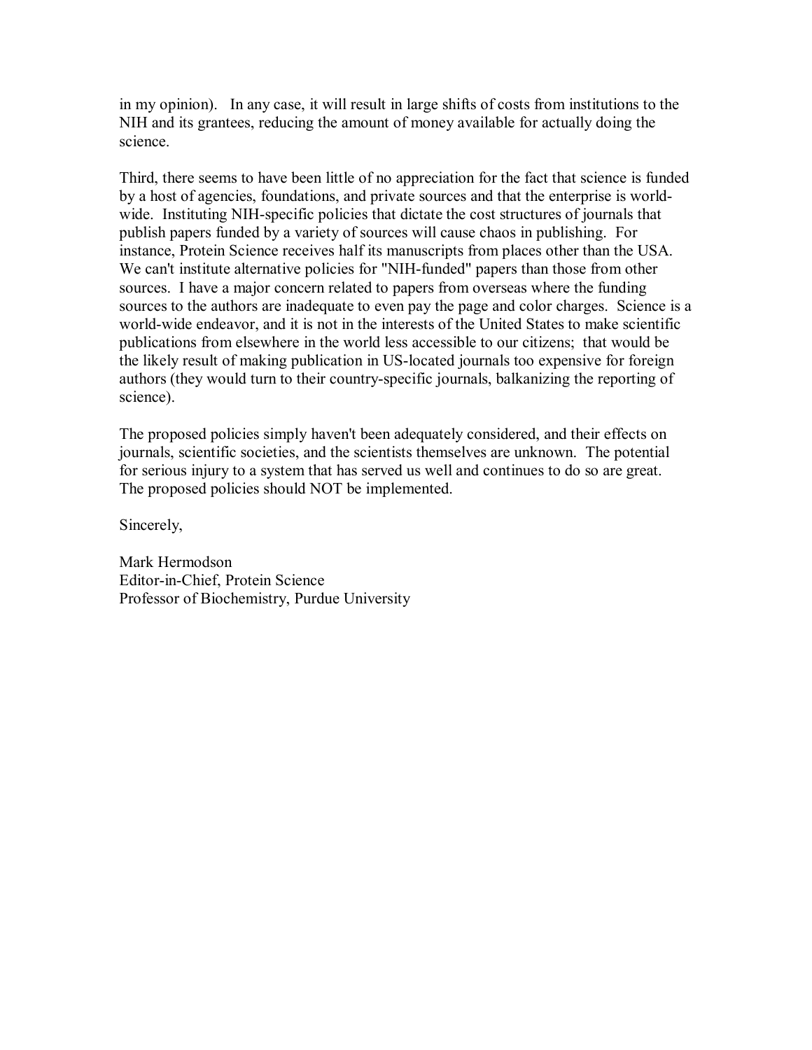in my opinion). In any case, it will result in large shifts of costs from institutions to the NIH and its grantees, reducing the amount of money available for actually doing the science.

Third, there seems to have been little of no appreciation for the fact that science is funded by a host of agencies, foundations, and private sources and that the enterprise is world-wide. Instituting NIH-specific policies that dictate the cost structures of journals that publish papers funded by a variety of sources will cause chaos in publishing. For instance, Protein Science receives half its manuscripts from places other than the USA. We can't institute alternative policies for "NIH-funded" papers than those from other sources. I have a major concern related to papers from overseas where the funding sources to the authors are inadequate to even pay the page and color charges. Science is a world-wide endeavor, and it is not in the interests of the United States to make scientific publications from elsewhere in the world less accessible to our citizens; that would be the likely result of making publication in US-located journals too expensive for foreign authors (they would turn to their country-specific journals, balkanizing the reporting of science).

The proposed policies simply haven't been adequately considered, and their effects on journals, scientific societies, and the scientists themselves are unknown. The potential for serious injury to a system that has served us well and continues to do so are great. The proposed policies should NOT be implemented.

Sincerely,

Mark Hermodson
Editor-in-Chief, Protein Science
Professor of Biochemistry, Purdue University